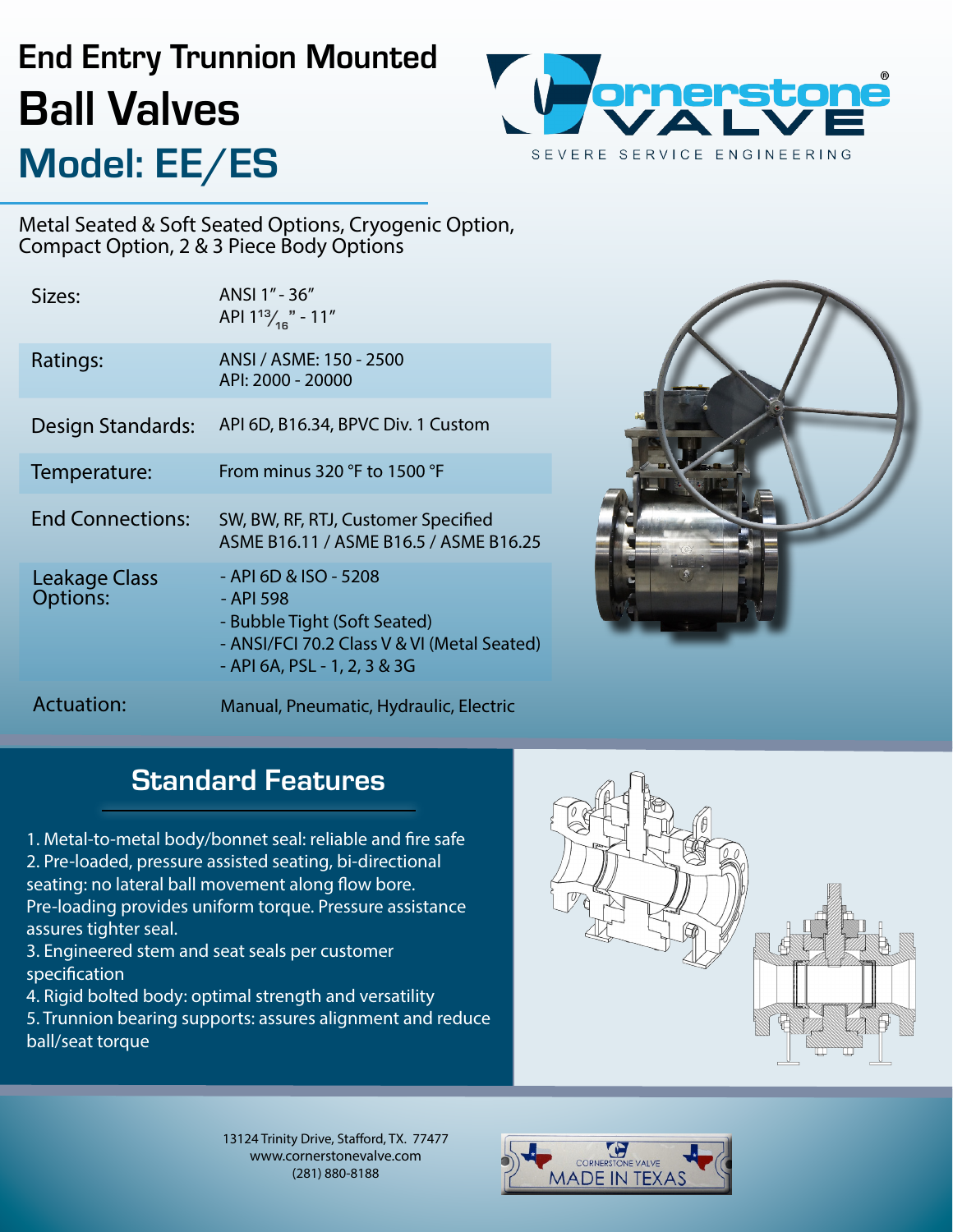# End Entry Trunnion Mounted Ball Valves

## Model: EE/ES

Cornerstone Valve — SEVERE SERVICE ENGINEERING

Metal Seated & Soft Seated Options, Cryogenic Option, Compact Option, 2 & 3 Piece Body Options

| | |
|---|---|
| Sizes: | ANSI 1" - 36"<br>API $1\frac{13}{16}$" - 11" |
| Ratings: | ANSI / ASME: 150 - 2500<br>API: 2000 - 20000 |
| Design Standards: | API 6D, B16.34, BPVC Div. 1 Custom |
| Temperature: | From minus 320 °F to 1500 °F |
| End Connections: | SW, BW, RF, RTJ, Customer Specified<br>ASME B16.11 / ASME B16.5 / ASME B16.25 |
| Leakage Class Options: | - API 6D & ISO - 5208<br>- API 598<br>- Bubble Tight (Soft Seated)<br>- ANSI/FCI 70.2 Class V & VI (Metal Seated)<br>- API 6A, PSL - 1, 2, 3 & 3G |
| Actuation: | Manual, Pneumatic, Hydraulic, Electric |

## Standard Features

1. Metal-to-metal body/bonnet seal: reliable and fire safe
2. Pre-loaded, pressure assisted seating, bi-directional seating: no lateral ball movement along flow bore. Pre-loading provides uniform torque. Pressure assistance assures tighter seal.
3. Engineered stem and seat seals per customer specification
4. Rigid bolted body: optimal strength and versatility
5. Trunnion bearing supports: assures alignment and reduce ball/seat torque

13124 Trinity Drive, Stafford, TX. 77477
www.cornerstonevalve.com
(281) 880-8188

CORNERSTONE VALVE MADE IN TEXAS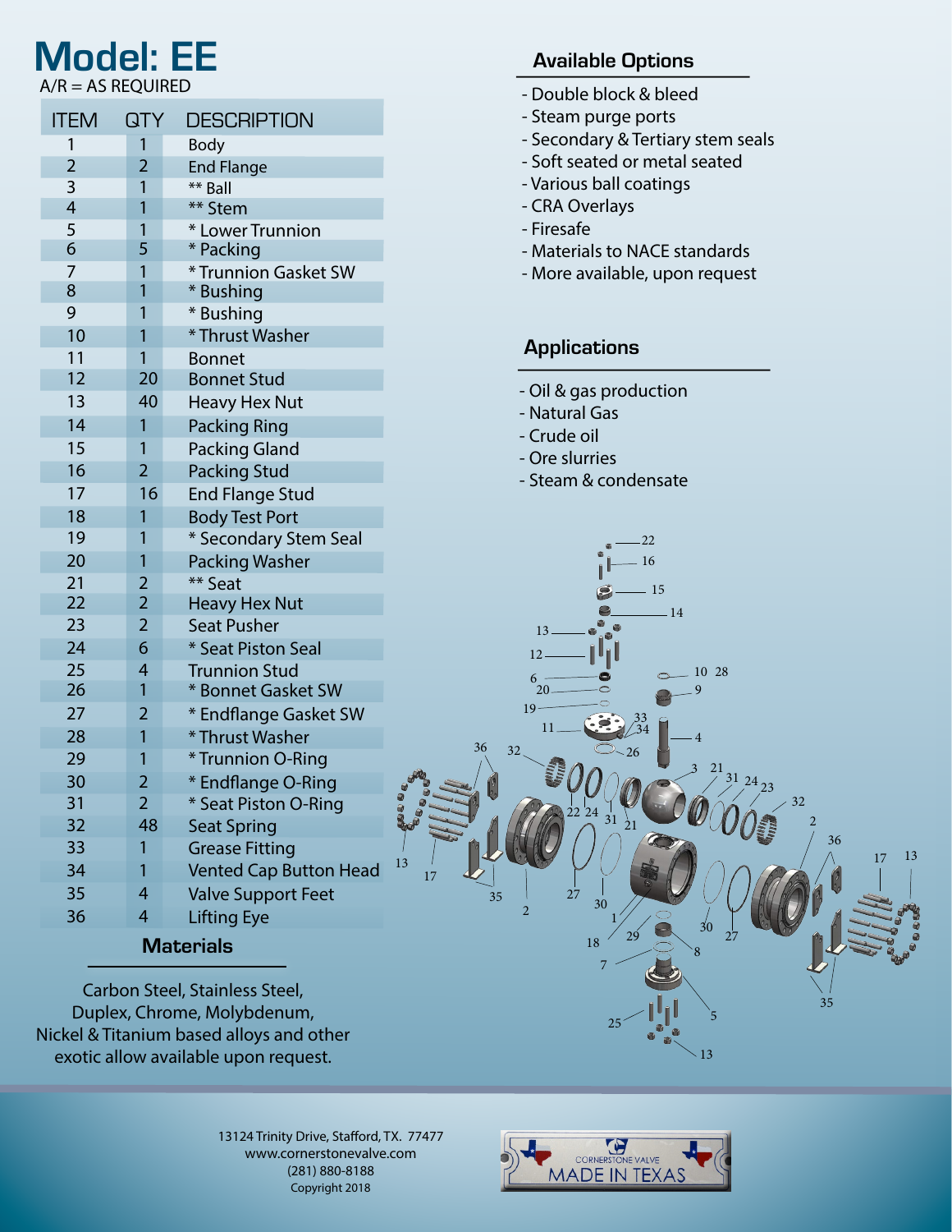# Model: EE

A/R = AS REQUIRED

| ITEM | QTY | DESCRIPTION |
|---|---|---|
| 1 | 1 | Body |
| 2 | 2 | End Flange |
| 3 | 1 | ** Ball |
| 4 | 1 | ** Stem |
| 5 | 1 | * Lower Trunnion |
| 6 | 5 | * Packing |
| 7 | 1 | * Trunnion Gasket SW |
| 8 | 1 | * Bushing |
| 9 | 1 | * Bushing |
| 10 | 1 | * Thrust Washer |
| 11 | 1 | Bonnet |
| 12 | 20 | Bonnet Stud |
| 13 | 40 | Heavy Hex Nut |
| 14 | 1 | Packing Ring |
| 15 | 1 | Packing Gland |
| 16 | 2 | Packing Stud |
| 17 | 16 | End Flange Stud |
| 18 | 1 | Body Test Port |
| 19 | 1 | * Secondary Stem Seal |
| 20 | 1 | Packing Washer |
| 21 | 2 | ** Seat |
| 22 | 2 | Heavy Hex Nut |
| 23 | 2 | Seat Pusher |
| 24 | 6 | * Seat Piston Seal |
| 25 | 4 | Trunnion Stud |
| 26 | 1 | * Bonnet Gasket SW |
| 27 | 2 | * Endflange Gasket SW |
| 28 | 1 | * Thrust Washer |
| 29 | 1 | * Trunnion O-Ring |
| 30 | 2 | * Endflange O-Ring |
| 31 | 2 | * Seat Piston O-Ring |
| 32 | 48 | Seat Spring |
| 33 | 1 | Grease Fitting |
| 34 | 1 | Vented Cap Button Head |
| 35 | 4 | Valve Support Feet |
| 36 | 4 | Lifting Eye |

## Materials

Carbon Steel, Stainless Steel, Duplex, Chrome, Molybdenum, Nickel & Titanium based alloys and other exotic allow available upon request.

## Available Options

- Double block & bleed
- Steam purge ports
- Secondary & Tertiary stem seals
- Soft seated or metal seated
- Various ball coatings
- CRA Overlays
- Firesafe
- Materials to NACE standards
- More available, upon request

## Applications

- Oil & gas production
- Natural Gas
- Crude oil
- Ore slurries
- Steam & condensate

22 16 15 14 13 12 6 20 19 11 10 28 9 33 34 4 26 36 32 3 21 31 24 23 22 24 31 21 32 2 36 17 13 13 17 35 27 30 1 2 18 29 30 27 8 7 5 25 13 35

13124 Trinity Drive, Stafford, TX. 77477
www.cornerstonevalve.com
(281) 880-8188
Copyright 2018

CORNERSTONE VALVE
MADE IN TEXAS